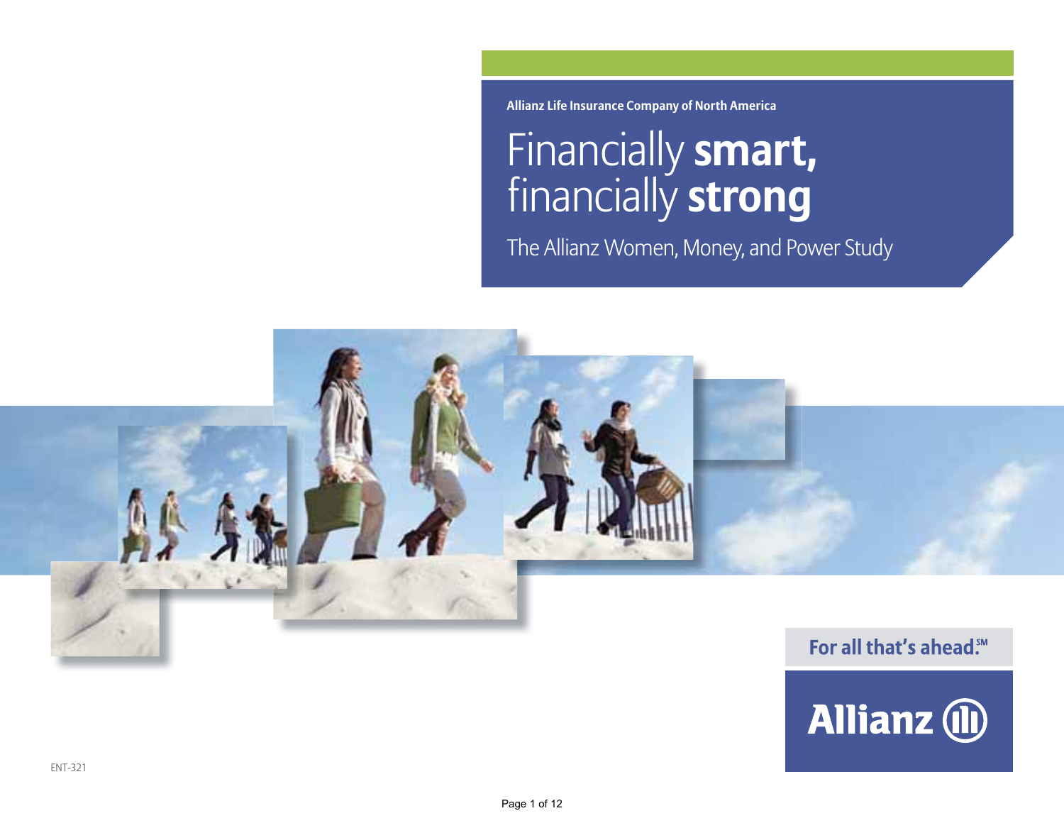Allianz Life Insurance Company of North America

# Financially **smart,** financially **strong**

## The Allianz Women, Money, and Power Study

For all that's ahead.℠

Allianz

ENT-321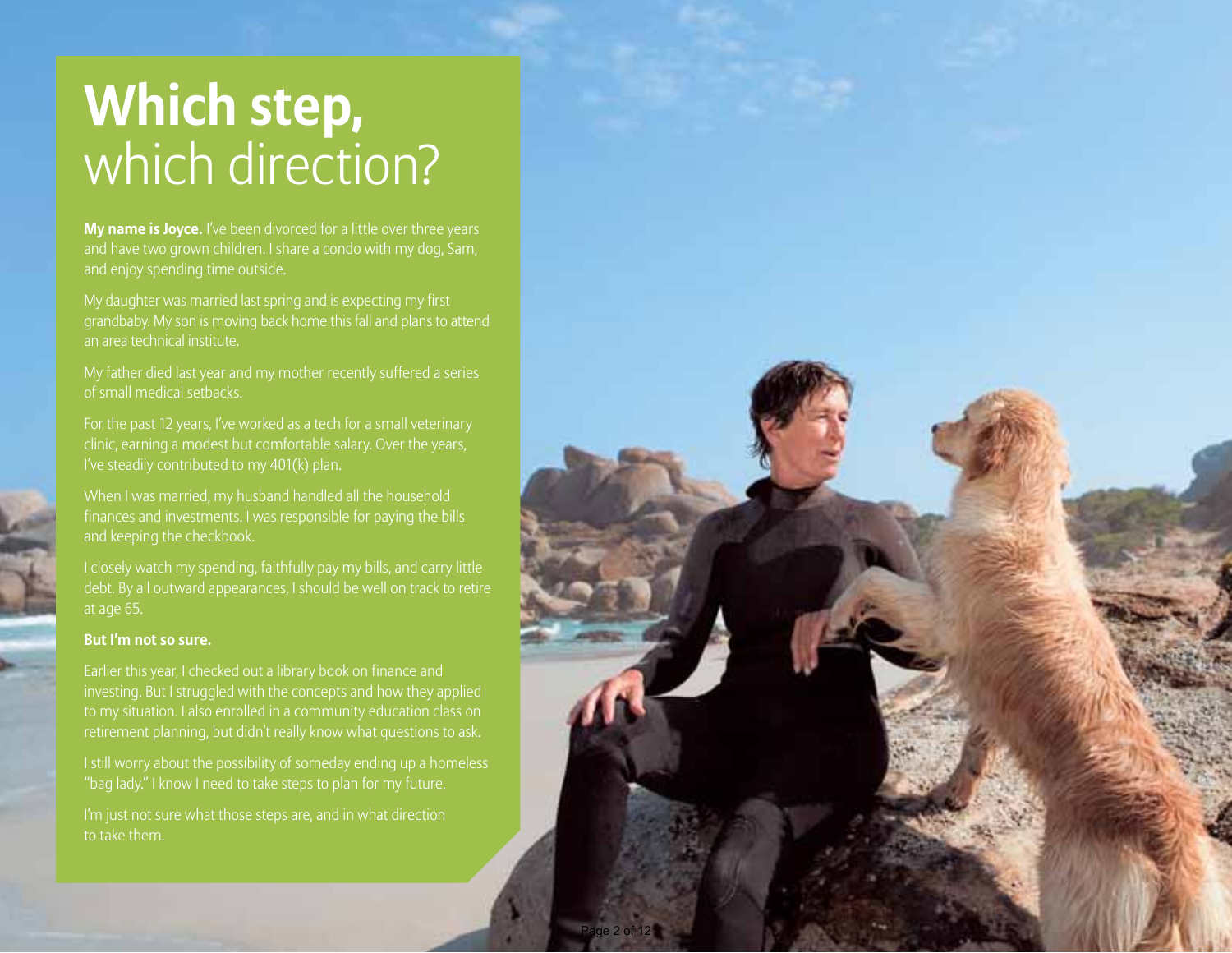# **Which step,** which direction?

**My name is Joyce.** I've been divorced for a little over three years and have two grown children. I share a condo with my dog, Sam, and enjoy spending time outside.

My daughter was married last spring and is expecting my first grandbaby. My son is moving back home this fall and plans to attend an area technical institute.

My father died last year and my mother recently suffered a series of small medical setbacks.

For the past 12 years, I've worked as a tech for a small veterinary clinic, earning a modest but comfortable salary. Over the years, I've steadily contributed to my 401(k) plan.

When I was married, my husband handled all the household finances and investments. I was responsible for paying the bills and keeping the checkbook.

I closely watch my spending, faithfully pay my bills, and carry little debt. By all outward appearances, I should be well on track to retire at age 65.

**But I'm not so sure.**

Earlier this year, I checked out a library book on finance and investing. But I struggled with the concepts and how they applied to my situation. I also enrolled in a community education class on retirement planning, but didn't really know what questions to ask.

I still worry about the possibility of someday ending up a homeless "bag lady." I know I need to take steps to plan for my future.

I'm just not sure what those steps are, and in what direction to take them.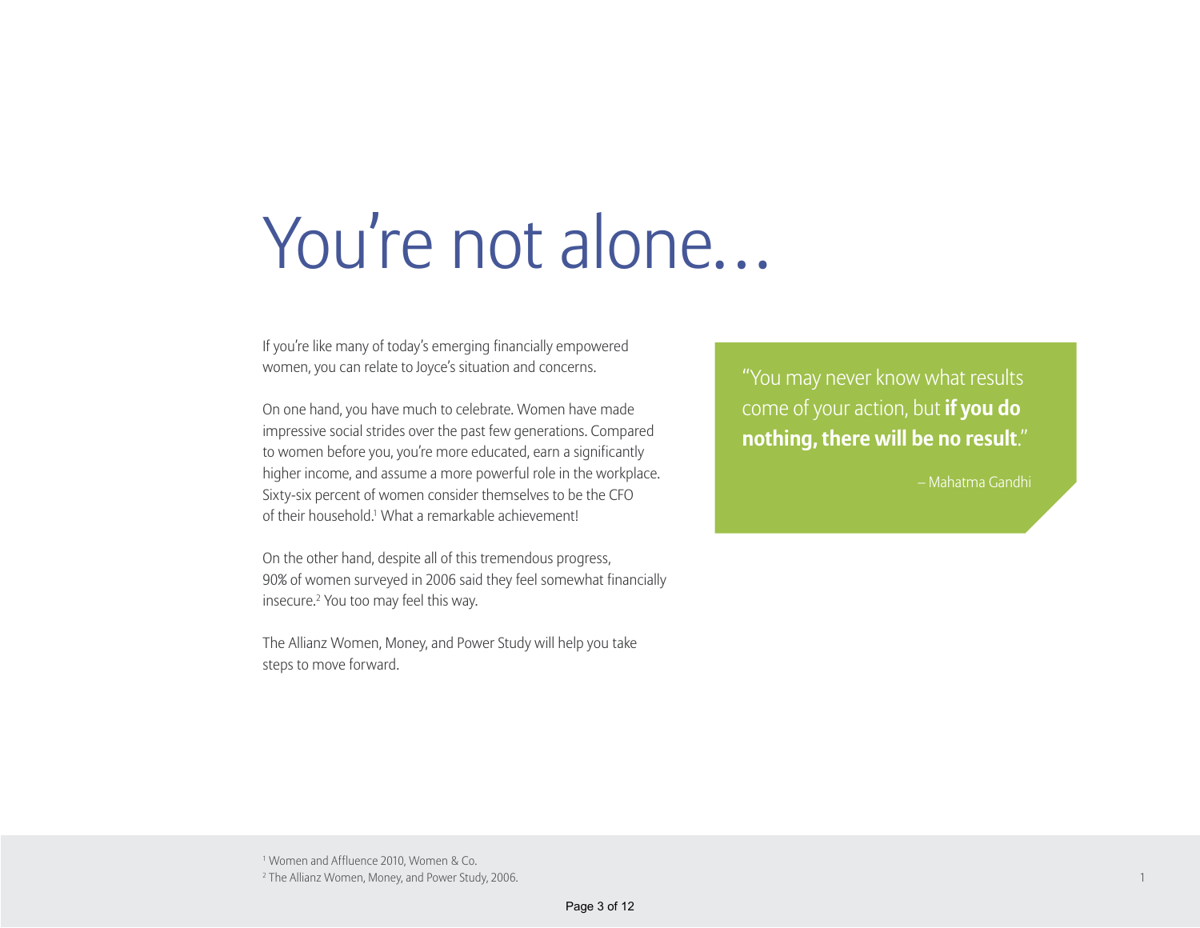# You’re not alone…

If you’re like many of today’s emerging financially empowered women, you can relate to Joyce’s situation and concerns.

On one hand, you have much to celebrate. Women have made impressive social strides over the past few generations. Compared to women before you, you’re more educated, earn a significantly higher income, and assume a more powerful role in the workplace. Sixty-six percent of women consider themselves to be the CFO of their household.[1] What a remarkable achievement!

On the other hand, despite all of this tremendous progress, 90% of women surveyed in 2006 said they feel somewhat financially insecure.[2] You too may feel this way.

The Allianz Women, Money, and Power Study will help you take steps to move forward.

> “You may never know what results come of your action, but **if you do nothing, there will be no result**.”
>
> – Mahatma Gandhi

[1] Women and Affluence 2010, Women & Co.
[2] The Allianz Women, Money, and Power Study, 2006.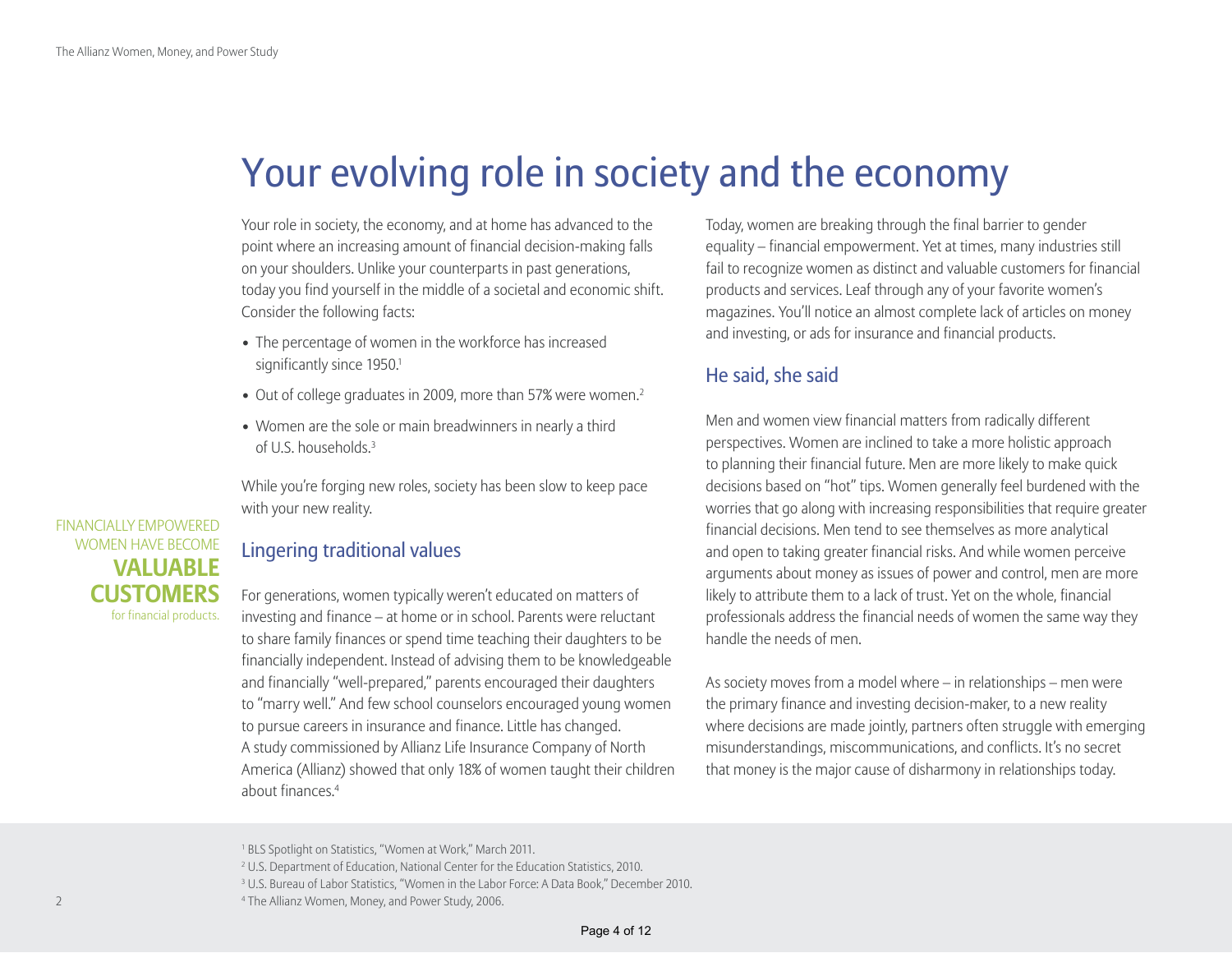# Your evolving role in society and the economy

Your role in society, the economy, and at home has advanced to the point where an increasing amount of financial decision-making falls on your shoulders. Unlike your counterparts in past generations, today you find yourself in the middle of a societal and economic shift. Consider the following facts:

- The percentage of women in the workforce has increased significantly since 1950.[1]
- Out of college graduates in 2009, more than 57% were women.[2]
- Women are the sole or main breadwinners in nearly a third of U.S. households.[3]

While you're forging new roles, society has been slow to keep pace with your new reality.

FINANCIALLY EMPOWERED WOMEN HAVE BECOME **VALUABLE CUSTOMERS** for financial products.

## Lingering traditional values

For generations, women typically weren't educated on matters of investing and finance – at home or in school. Parents were reluctant to share family finances or spend time teaching their daughters to be financially independent. Instead of advising them to be knowledgeable and financially "well-prepared," parents encouraged their daughters to "marry well." And few school counselors encouraged young women to pursue careers in insurance and finance. Little has changed. A study commissioned by Allianz Life Insurance Company of North America (Allianz) showed that only 18% of women taught their children about finances.[4]

Today, women are breaking through the final barrier to gender equality – financial empowerment. Yet at times, many industries still fail to recognize women as distinct and valuable customers for financial products and services. Leaf through any of your favorite women's magazines. You'll notice an almost complete lack of articles on money and investing, or ads for insurance and financial products.

## He said, she said

Men and women view financial matters from radically different perspectives. Women are inclined to take a more holistic approach to planning their financial future. Men are more likely to make quick decisions based on "hot" tips. Women generally feel burdened with the worries that go along with increasing responsibilities that require greater financial decisions. Men tend to see themselves as more analytical and open to taking greater financial risks. And while women perceive arguments about money as issues of power and control, men are more likely to attribute them to a lack of trust. Yet on the whole, financial professionals address the financial needs of women the same way they handle the needs of men.

As society moves from a model where – in relationships – men were the primary finance and investing decision-maker, to a new reality where decisions are made jointly, partners often struggle with emerging misunderstandings, miscommunications, and conflicts. It's no secret that money is the major cause of disharmony in relationships today.

[1] BLS Spotlight on Statistics, "Women at Work," March 2011.
[2] U.S. Department of Education, National Center for the Education Statistics, 2010.
[3] U.S. Bureau of Labor Statistics, "Women in the Labor Force: A Data Book," December 2010.
[4] The Allianz Women, Money, and Power Study, 2006.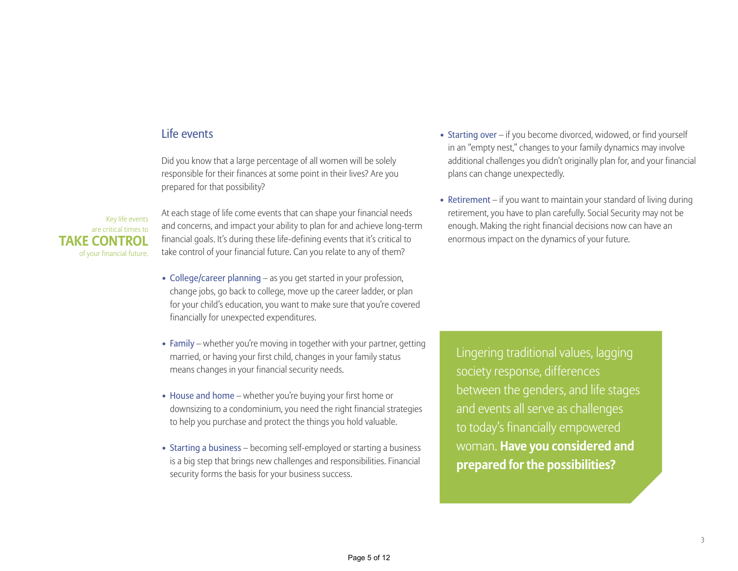## Life events

Did you know that a large percentage of all women will be solely responsible for their finances at some point in their lives? Are you prepared for that possibility?

Key life events are critical times to **TAKE CONTROL** of your financial future.

At each stage of life come events that can shape your financial needs and concerns, and impact your ability to plan for and achieve long-term financial goals. It's during these life-defining events that it's critical to take control of your financial future. Can you relate to any of them?

- College/career planning – as you get started in your profession, change jobs, go back to college, move up the career ladder, or plan for your child's education, you want to make sure that you're covered financially for unexpected expenditures.
- Family – whether you're moving in together with your partner, getting married, or having your first child, changes in your family status means changes in your financial security needs.
- House and home – whether you're buying your first home or downsizing to a condominium, you need the right financial strategies to help you purchase and protect the things you hold valuable.
- Starting a business – becoming self-employed or starting a business is a big step that brings new challenges and responsibilities. Financial security forms the basis for your business success.
- Starting over – if you become divorced, widowed, or find yourself in an "empty nest," changes to your family dynamics may involve additional challenges you didn't originally plan for, and your financial plans can change unexpectedly.
- Retirement – if you want to maintain your standard of living during retirement, you have to plan carefully. Social Security may not be enough. Making the right financial decisions now can have an enormous impact on the dynamics of your future.

Lingering traditional values, lagging society response, differences between the genders, and life stages and events all serve as challenges to today's financially empowered woman. **Have you considered and prepared for the possibilities?**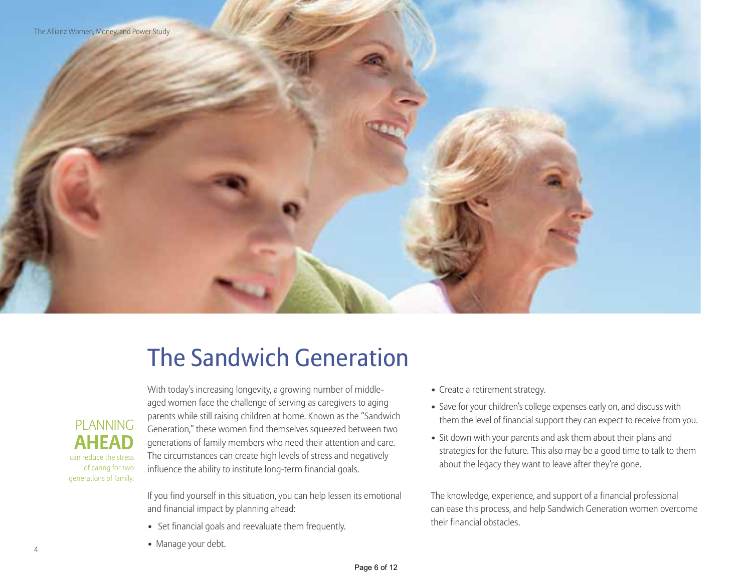# The Sandwich Generation

PLANNING **AHEAD** can reduce the stress of caring for two generations of family.

With today's increasing longevity, a growing number of middle-aged women face the challenge of serving as caregivers to aging parents while still raising children at home. Known as the "Sandwich Generation," these women find themselves squeezed between two generations of family members who need their attention and care. The circumstances can create high levels of stress and negatively influence the ability to institute long-term financial goals.

If you find yourself in this situation, you can help lessen its emotional and financial impact by planning ahead:

- Set financial goals and reevaluate them frequently.
- Manage your debt.
- Create a retirement strategy.
- Save for your children's college expenses early on, and discuss with them the level of financial support they can expect to receive from you.
- Sit down with your parents and ask them about their plans and strategies for the future. This also may be a good time to talk to them about the legacy they want to leave after they're gone.

The knowledge, experience, and support of a financial professional can ease this process, and help Sandwich Generation women overcome their financial obstacles.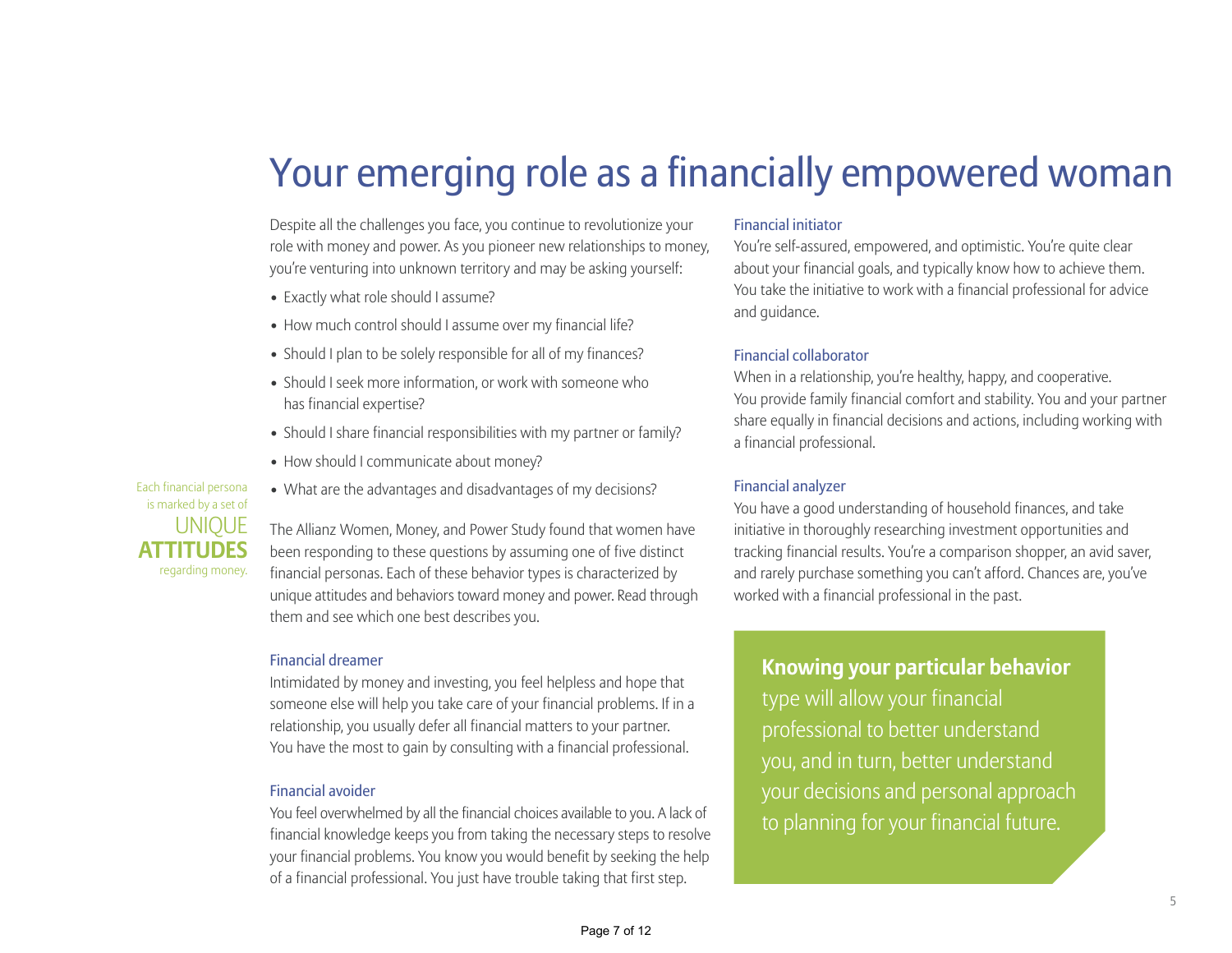# Your emerging role as a financially empowered woman

Despite all the challenges you face, you continue to revolutionize your role with money and power. As you pioneer new relationships to money, you're venturing into unknown territory and may be asking yourself:

- Exactly what role should I assume?
- How much control should I assume over my financial life?
- Should I plan to be solely responsible for all of my finances?
- Should I seek more information, or work with someone who has financial expertise?
- Should I share financial responsibilities with my partner or family?
- How should I communicate about money?
- What are the advantages and disadvantages of my decisions?

Each financial persona is marked by a set of UNIQUE **ATTITUDES** regarding money.

The Allianz Women, Money, and Power Study found that women have been responding to these questions by assuming one of five distinct financial personas. Each of these behavior types is characterized by unique attitudes and behaviors toward money and power. Read through them and see which one best describes you.

### Financial dreamer

Intimidated by money and investing, you feel helpless and hope that someone else will help you take care of your financial problems. If in a relationship, you usually defer all financial matters to your partner. You have the most to gain by consulting with a financial professional.

### Financial avoider

You feel overwhelmed by all the financial choices available to you. A lack of financial knowledge keeps you from taking the necessary steps to resolve your financial problems. You know you would benefit by seeking the help of a financial professional. You just have trouble taking that first step.

### Financial initiator

You're self-assured, empowered, and optimistic. You're quite clear about your financial goals, and typically know how to achieve them. You take the initiative to work with a financial professional for advice and guidance.

### Financial collaborator

When in a relationship, you're healthy, happy, and cooperative. You provide family financial comfort and stability. You and your partner share equally in financial decisions and actions, including working with a financial professional.

### Financial analyzer

You have a good understanding of household finances, and take initiative in thoroughly researching investment opportunities and tracking financial results. You're a comparison shopper, an avid saver, and rarely purchase something you can't afford. Chances are, you've worked with a financial professional in the past.

**Knowing your particular behavior** type will allow your financial professional to better understand you, and in turn, better understand your decisions and personal approach to planning for your financial future.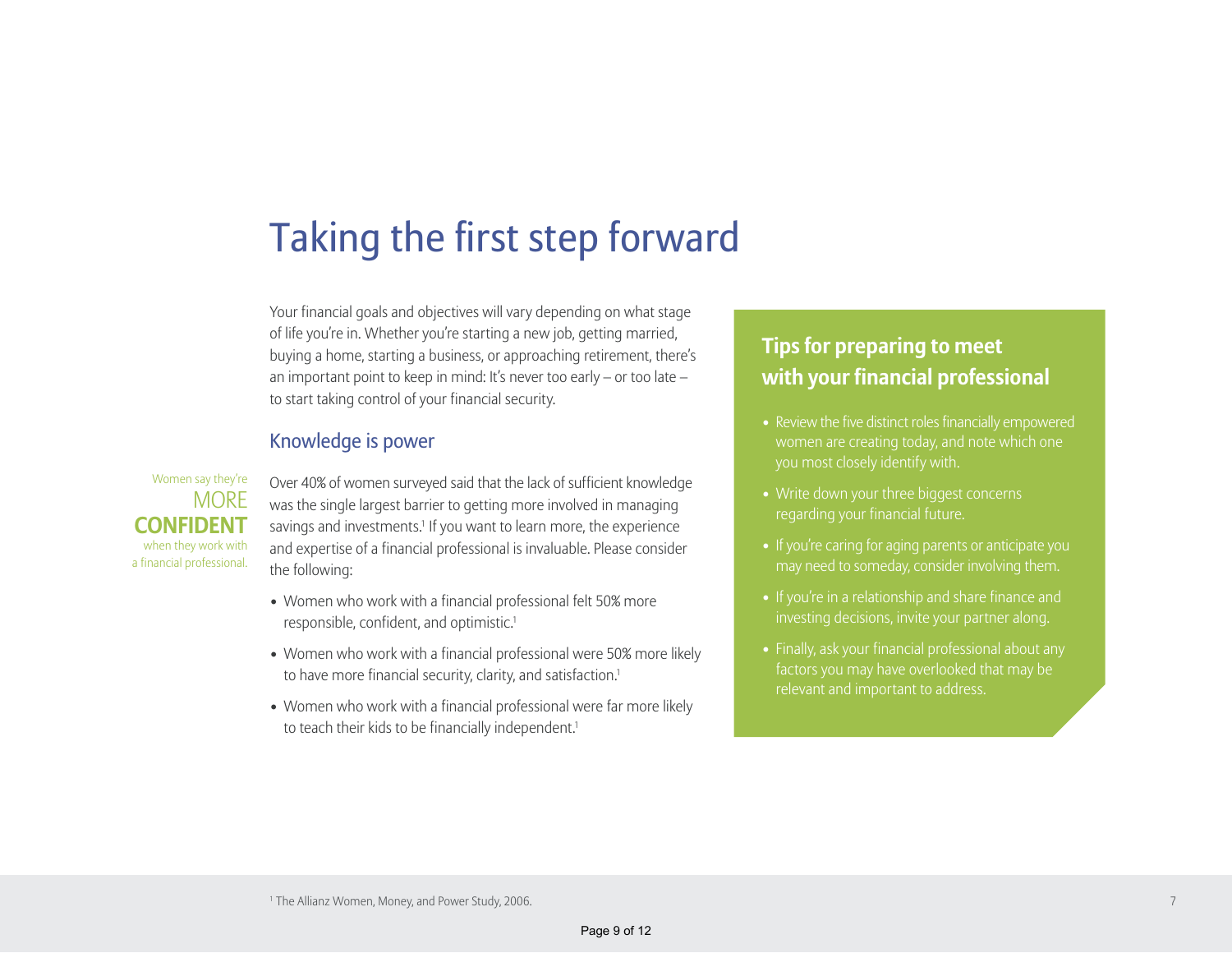# Taking the first step forward

Your financial goals and objectives will vary depending on what stage of life you're in. Whether you're starting a new job, getting married, buying a home, starting a business, or approaching retirement, there's an important point to keep in mind: It's never too early – or too late – to start taking control of your financial security.

## Knowledge is power

Women say they're **MORE CONFIDENT** when they work with a financial professional.

Over 40% of women surveyed said that the lack of sufficient knowledge was the single largest barrier to getting more involved in managing savings and investments.[1] If you want to learn more, the experience and expertise of a financial professional is invaluable. Please consider the following:

- Women who work with a financial professional felt 50% more responsible, confident, and optimistic.[1]
- Women who work with a financial professional were 50% more likely to have more financial security, clarity, and satisfaction.[1]
- Women who work with a financial professional were far more likely to teach their kids to be financially independent.[1]

## Tips for preparing to meet with your financial professional

- Review the five distinct roles financially empowered women are creating today, and note which one you most closely identify with.
- Write down your three biggest concerns regarding your financial future.
- If you're caring for aging parents or anticipate you may need to someday, consider involving them.
- If you're in a relationship and share finance and investing decisions, invite your partner along.
- Finally, ask your financial professional about any factors you may have overlooked that may be relevant and important to address.

[1] The Allianz Women, Money, and Power Study, 2006.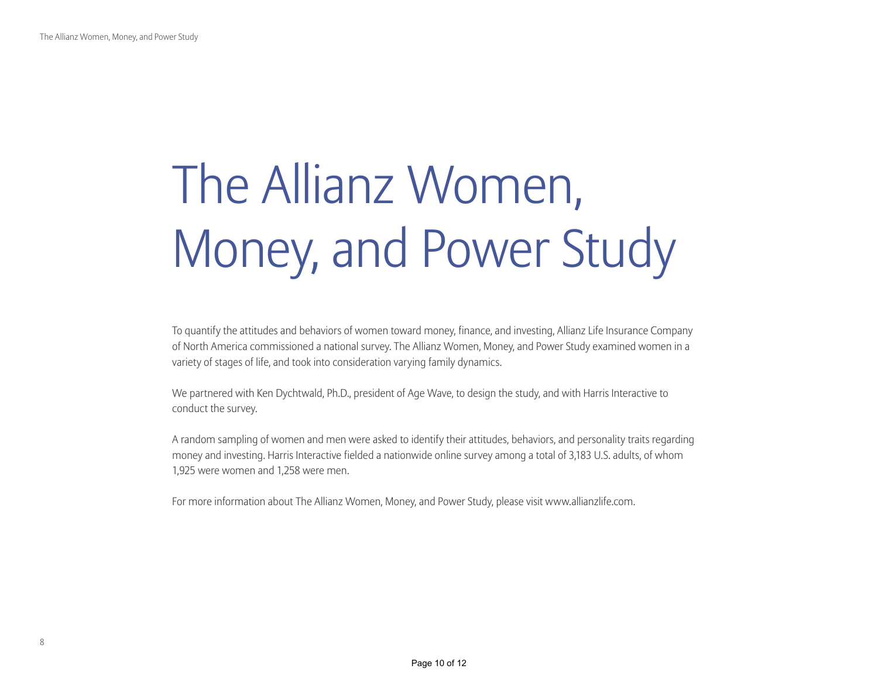# The Allianz Women, Money, and Power Study

To quantify the attitudes and behaviors of women toward money, finance, and investing, Allianz Life Insurance Company of North America commissioned a national survey. The Allianz Women, Money, and Power Study examined women in a variety of stages of life, and took into consideration varying family dynamics.

We partnered with Ken Dychtwald, Ph.D., president of Age Wave, to design the study, and with Harris Interactive to conduct the survey.

A random sampling of women and men were asked to identify their attitudes, behaviors, and personality traits regarding money and investing. Harris Interactive fielded a nationwide online survey among a total of 3,183 U.S. adults, of whom 1,925 were women and 1,258 were men.

For more information about The Allianz Women, Money, and Power Study, please visit www.allianzlife.com.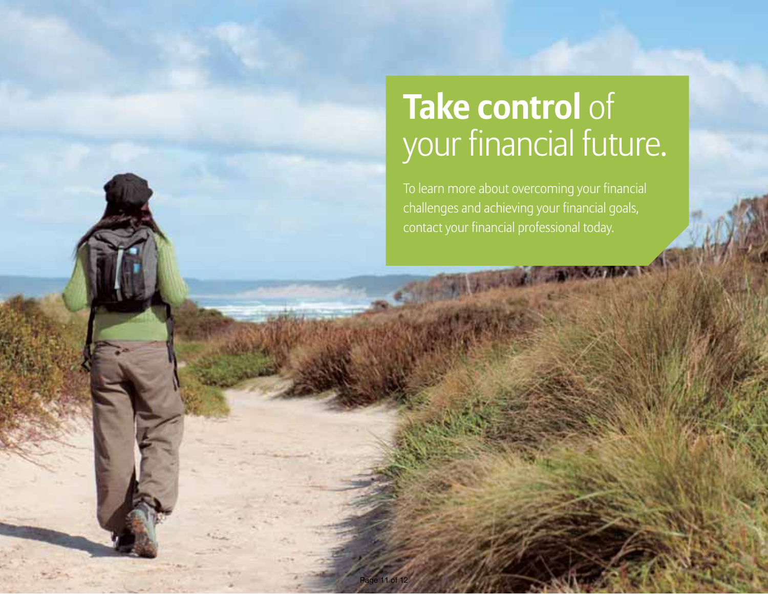# **Take control** of your financial future.

To learn more about overcoming your financial challenges and achieving your financial goals, contact your financial professional today.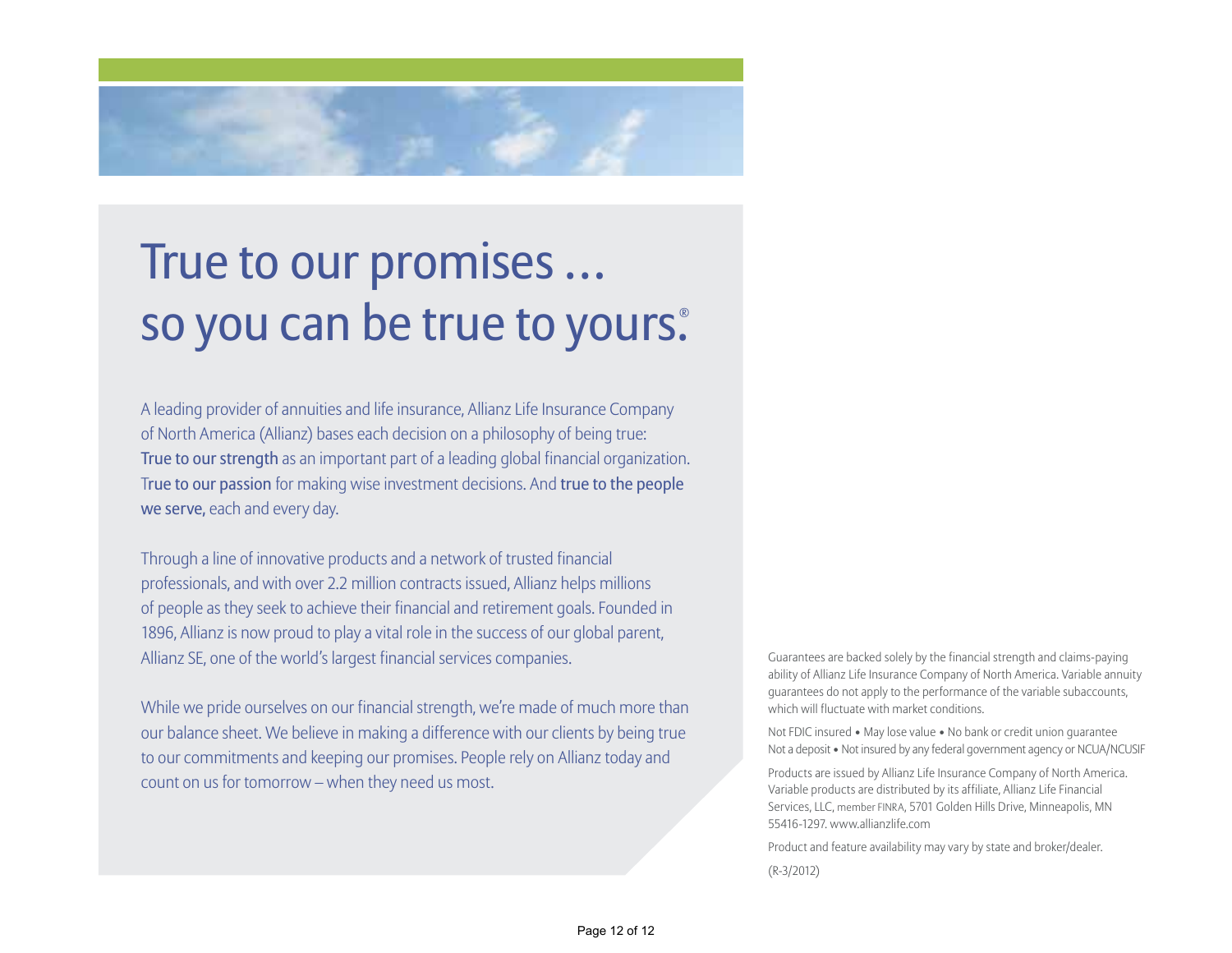# True to our promises … so you can be true to yours.®

A leading provider of annuities and life insurance, Allianz Life Insurance Company of North America (Allianz) bases each decision on a philosophy of being true: **True to our strength** as an important part of a leading global financial organization. **True to our passion** for making wise investment decisions. And **true to the people we serve,** each and every day.

Through a line of innovative products and a network of trusted financial professionals, and with over 2.2 million contracts issued, Allianz helps millions of people as they seek to achieve their financial and retirement goals. Founded in 1896, Allianz is now proud to play a vital role in the success of our global parent, Allianz SE, one of the world's largest financial services companies.

While we pride ourselves on our financial strength, we're made of much more than our balance sheet. We believe in making a difference with our clients by being true to our commitments and keeping our promises. People rely on Allianz today and count on us for tomorrow – when they need us most.

Guarantees are backed solely by the financial strength and claims-paying ability of Allianz Life Insurance Company of North America. Variable annuity guarantees do not apply to the performance of the variable subaccounts, which will fluctuate with market conditions.

Not FDIC insured • May lose value • No bank or credit union guarantee
Not a deposit • Not insured by any federal government agency or NCUA/NCUSIF

Products are issued by Allianz Life Insurance Company of North America. Variable products are distributed by its affiliate, Allianz Life Financial Services, LLC, member FINRA, 5701 Golden Hills Drive, Minneapolis, MN 55416-1297. www.allianzlife.com

Product and feature availability may vary by state and broker/dealer.

(R-3/2012)